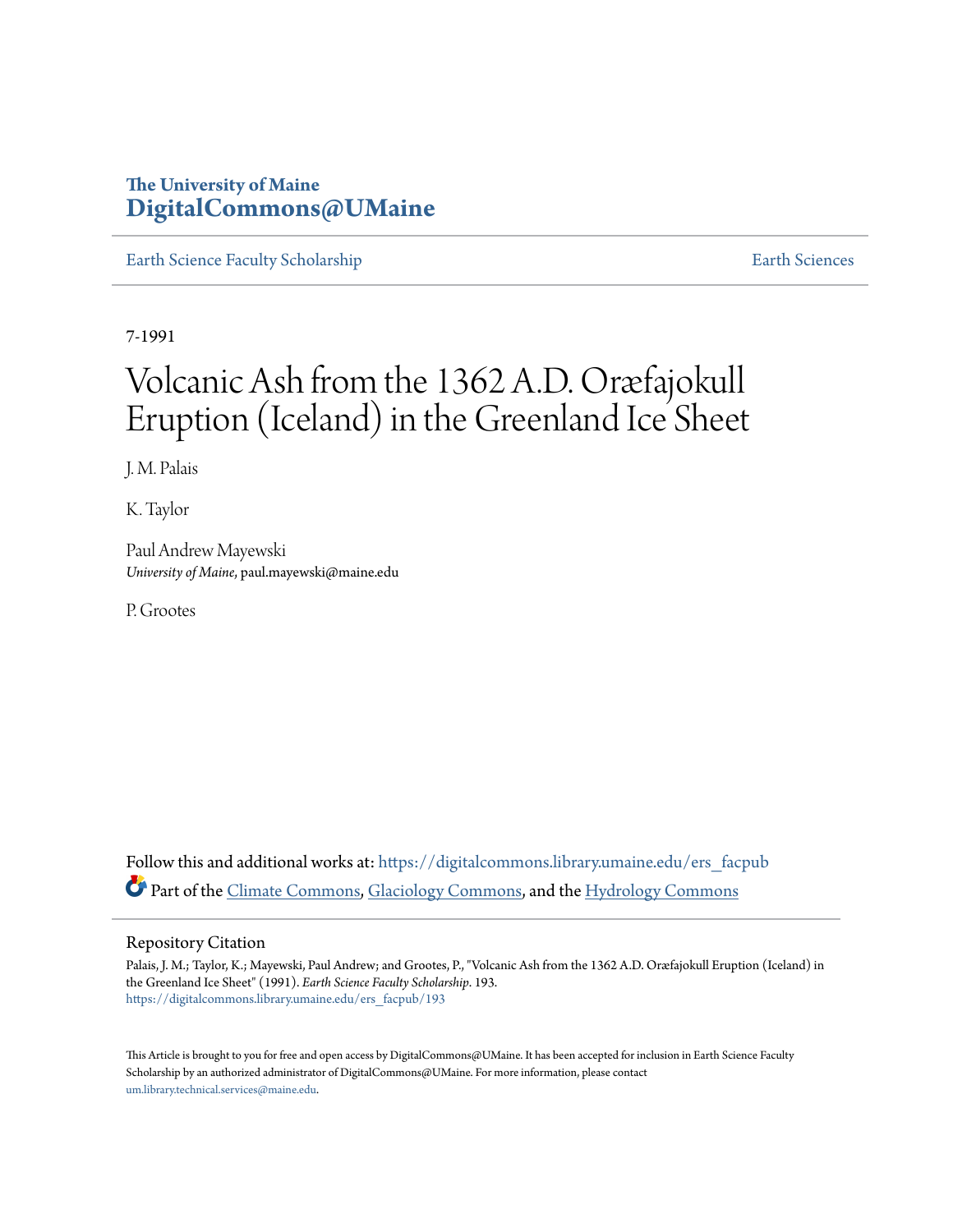The University of Maine
**DigitalCommons@UMaine**

Earth Science Faculty Scholarship | Earth Sciences

7-1991

# Volcanic Ash from the 1362 A.D. Oræfajokull Eruption (Iceland) in the Greenland Ice Sheet

J. M. Palais

K. Taylor

Paul Andrew Mayewski
*University of Maine*, paul.mayewski@maine.edu

P. Grootes

Follow this and additional works at: https://digitalcommons.library.umaine.edu/ers_facpub

Part of the Climate Commons, Glaciology Commons, and the Hydrology Commons

## Repository Citation

Palais, J. M.; Taylor, K.; Mayewski, Paul Andrew; and Grootes, P., "Volcanic Ash from the 1362 A.D. Oræfajokull Eruption (Iceland) in the Greenland Ice Sheet" (1991). *Earth Science Faculty Scholarship*. 193.
https://digitalcommons.library.umaine.edu/ers_facpub/193

This Article is brought to you for free and open access by DigitalCommons@UMaine. It has been accepted for inclusion in Earth Science Faculty Scholarship by an authorized administrator of DigitalCommons@UMaine. For more information, please contact um.library.technical.services@maine.edu.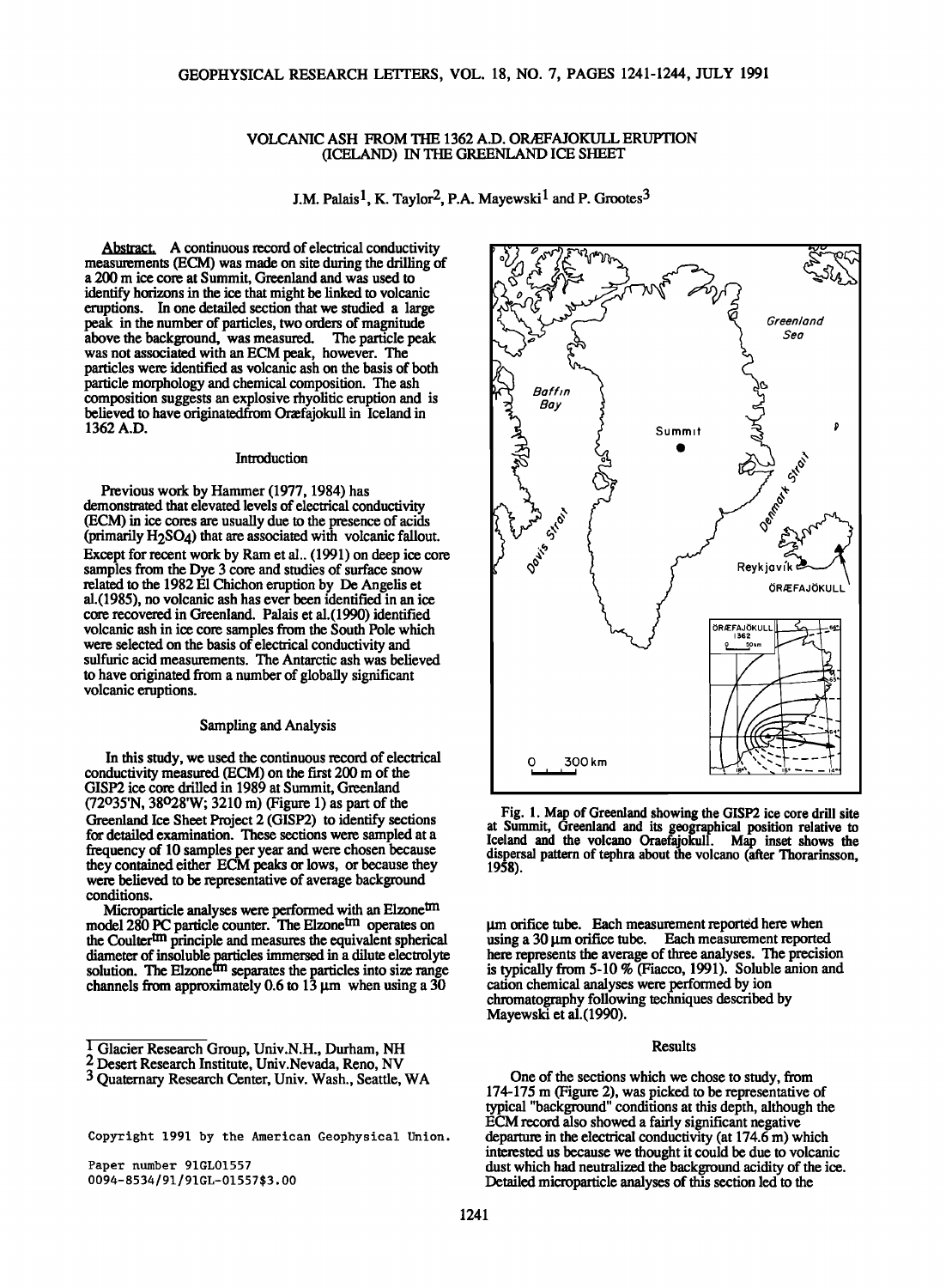# VOLCANIC ASH FROM THE 1362 A.D. ORÆFAJOKULL ERUPTION (ICELAND) IN THE GREENLAND ICE SHEET

J.M. Palais[1], K. Taylor[2], P.A. Mayewski[1] and P. Grootes[3]

**Abstract.** A continuous record of electrical conductivity measurements (ECM) was made on site during the drilling of a 200 m ice core at Summit, Greenland and was used to identify horizons in the ice that might be linked to volcanic eruptions. In one detailed section that we studied a large peak in the number of particles, two orders of magnitude above the background, was measured. The particle peak was not associated with an ECM peak, however. The particles were identified as volcanic ash on the basis of both particle morphology and chemical composition. The ash composition suggests an explosive rhyolitic eruption and is believed to have originatedfrom Oræfajokull in Iceland in 1362 A.D.

## Introduction

Previous work by Hammer (1977, 1984) has demonstrated that elevated levels of electrical conductivity (ECM) in ice cores are usually due to the presence of acids (primarily $H_2SO_4$) that are associated with volcanic fallout. Except for recent work by Ram et al.. (1991) on deep ice core samples from the Dye 3 core and studies of surface snow related to the 1982 El Chichon eruption by De Angelis et al.(1985), no volcanic ash has ever been identified in an ice core recovered in Greenland. Palais et al.(1990) identified volcanic ash in ice core samples from the South Pole which were selected on the basis of electrical conductivity and sulfuric acid measurements. The Antarctic ash was believed to have originated from a number of globally significant volcanic eruptions.

## Sampling and Analysis

In this study, we used the continuous record of electrical conductivity measured (ECM) on the first 200 m of the GISP2 ice core drilled in 1989 at Summit, Greenland (72°35'N, 38°28'W; 3210 m) (Figure 1) as part of the Greenland Ice Sheet Project 2 (GISP2) to identify sections for detailed examination. These sections were sampled at a frequency of 10 samples per year and were chosen because they contained either ECM peaks or lows, or because they were believed to be representative of average background conditions.

Microparticle analyses were performed with an Elzone™ model 280 PC particle counter. The Elzone™ operates on the Coulter™ principle and measures the equivalent spherical diameter of insoluble particles immersed in a dilute electrolyte solution. The Elzone™ separates the particles into size range channels from approximately 0.6 to 13 μm when using a 30 μm orifice tube. Each measurement reported here when using a 30 μm orifice tube. Each measurement reported here represents the average of three analyses. The precision is typically from 5-10 % (Fiacco, 1991). Soluble anion and cation chemical analyses were performed by ion chromatography following techniques described by Mayewski et al.(1990).

Fig. 1. Map of Greenland showing the GISP2 ice core drill site at Summit, Greenland and its geographical position relative to Iceland and the volcano Oraefajokull. Map inset shows the dispersal pattern of tephra about the volcano (after Thorarinsson, 1958).

## Results

One of the sections which we chose to study, from 174-175 m (Figure 2), was picked to be representative of typical "background" conditions at this depth, although the ECM record also showed a fairly significant negative departure in the electrical conductivity (at 174.6 m) which interested us because we thought it could be due to volcanic dust which had neutralized the background acidity of the ice. Detailed microparticle analyses of this section led to the

[1] Glacier Research Group, Univ.N.H., Durham, NH
[2] Desert Research Institute, Univ.Nevada, Reno, NV
[3] Quaternary Research Center, Univ. Wash., Seattle, WA

Copyright 1991 by the American Geophysical Union.

Paper number 91GL01557
0094-8534/91/91GL-01557$3.00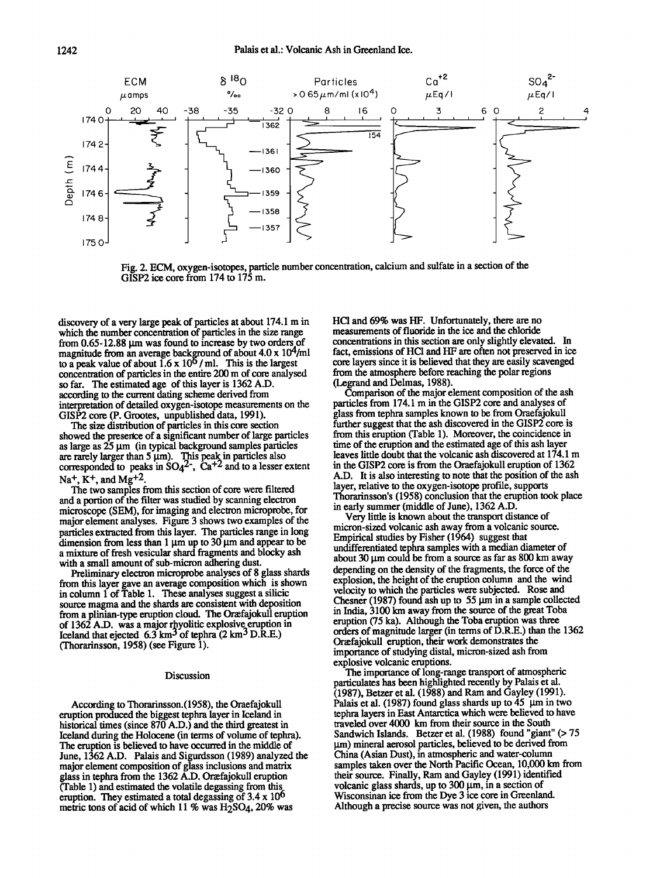Fig. 2. ECM, oxygen-isotopes, particle number concentration, calcium and sulfate in a section of the GISP2 ice core from 174 to 175 m.

discovery of a very large peak of particles at about 174.1 m in which the number concentration of particles in the size range from 0.65-12.88 µm was found to increase by two orders of magnitude from an average background of about $4.0 \times 10^4$/ml to a peak value of about $1.6 \times 10^6$ / ml. This is the largest concentration of particles in the entire 200 m of core analysed so far. The estimated age of this layer is 1362 A.D. according to the current dating scheme derived from interpretation of detailed oxygen-isotope measurements on the GISP2 core (P. Grootes, unpublished data, 1991).

The size distribution of particles in this core section showed the presence of a significant number of large particles as large as 25 µm (in typical background samples particles are rarely larger than 5 µm). This peak in particles also corresponded to peaks in $SO_4^{2-}$, $Ca^{+2}$ and to a lesser extent $Na^+$, $K^+$, and $Mg^{+2}$.

The two samples from this section of core were filtered and a portion of the filter was studied by scanning electron microscope (SEM), for imaging and electron microprobe, for major element analyses. Figure 3 shows two examples of the particles extracted from this layer. The particles range in long dimension from less than 1 µm up to 30 µm and appear to be a mixture of fresh vesicular shard fragments and blocky ash with a small amount of sub-micron adhering dust.

Preliminary electron microprobe analyses of 8 glass shards from this layer gave an average composition which is shown in column 1 of Table 1. These analyses suggest a silicic source magma and the shards are consistent with deposition from a plinian-type eruption cloud. The Oræfajokull eruption of 1362 A.D. was a major rhyolitic explosive eruption in Iceland that ejected 6.3 km$^3$ of tephra (2 km$^3$ D.R.E.) (Thorarinsson, 1958) (see Figure 1).

## Discussion

According to Thorarinsson.(1958), the Oraefajokull eruption produced the biggest tephra layer in Iceland in historical times (since 870 A.D.) and the third greatest in Iceland during the Holocene (in terms of volume of tephra). The eruption is believed to have occurred in the middle of June, 1362 A.D. Palais and Sigurdsson (1989) analyzed the major element composition of glass inclusions and matrix glass in tephra from the 1362 A.D. Oræfajokull eruption (Table 1) and estimated the volatile degassing from this eruption. They estimated a total degassing of $3.4 \times 10^6$ metric tons of acid of which 11 % was $H_2SO_4$, 20% was HCl and 69% was HF. Unfortunately, there are no measurements of fluoride in the ice and the chloride concentrations in this section are only slightly elevated. In fact, emissions of HCl and HF are often not preserved in ice core layers since it is believed that they are easily scavenged from the atmosphere before reaching the polar regions (Legrand and Delmas, 1988).

Comparison of the major element composition of the ash particles from 174.1 m in the GISP2 core and analyses of glass from tephra samples known to be from Oraefajokull further suggest that the ash discovered in the GISP2 core is from this eruption (Table 1). Moreover, the coincidence in time of the eruption and the estimated age of this ash layer leaves little doubt that the volcanic ash discovered at 174.1 m in the GISP2 core is from the Oraefajokull eruption of 1362 A.D. It is also interesting to note that the position of the ash layer, relative to the oxygen-isotope profile, supports Thorarinsson's (1958) conclusion that the eruption took place in early summer (middle of June), 1362 A.D.

Very little is known about the transport distance of micron-sized volcanic ash away from a volcanic source. Empirical studies by Fisher (1964) suggest that undifferentiated tephra samples with a median diameter of about 30 µm could be from a source as far as 800 km away depending on the density of the fragments, the force of the explosion, the height of the eruption column and the wind velocity to which the particles were subjected. Rose and Chesner (1987) found ash up to 55 µm in a sample collected in India, 3100 km away from the source of the great Toba eruption (75 ka). Although the Toba eruption was three orders of magnitude larger (in terms of D.R.E.) than the 1362 Oræfajokull eruption, their work demonstrates the importance of studying distal, micron-sized ash from explosive volcanic eruptions.

The importance of long-range transport of atmospheric particulates has been highlighted recently by Palais et al. (1987), Betzer et al. (1988) and Ram and Gayley (1991). Palais et al. (1987) found glass shards up to 45 µm in two tephra layers in East Antarctica which were believed to have traveled over 4000 km from their source in the South Sandwich Islands. Betzer et al. (1988) found "giant" (> 75 µm) mineral aerosol particles, believed to be derived from China (Asian Dust), in atmospheric and water-column samples taken over the North Pacific Ocean, 10,000 km from their source. Finally, Ram and Gayley (1991) identified volcanic glass shards, up to 300 µm, in a section of Wisconsinan ice from the Dye 3 ice core in Greenland. Although a precise source was not given, the authors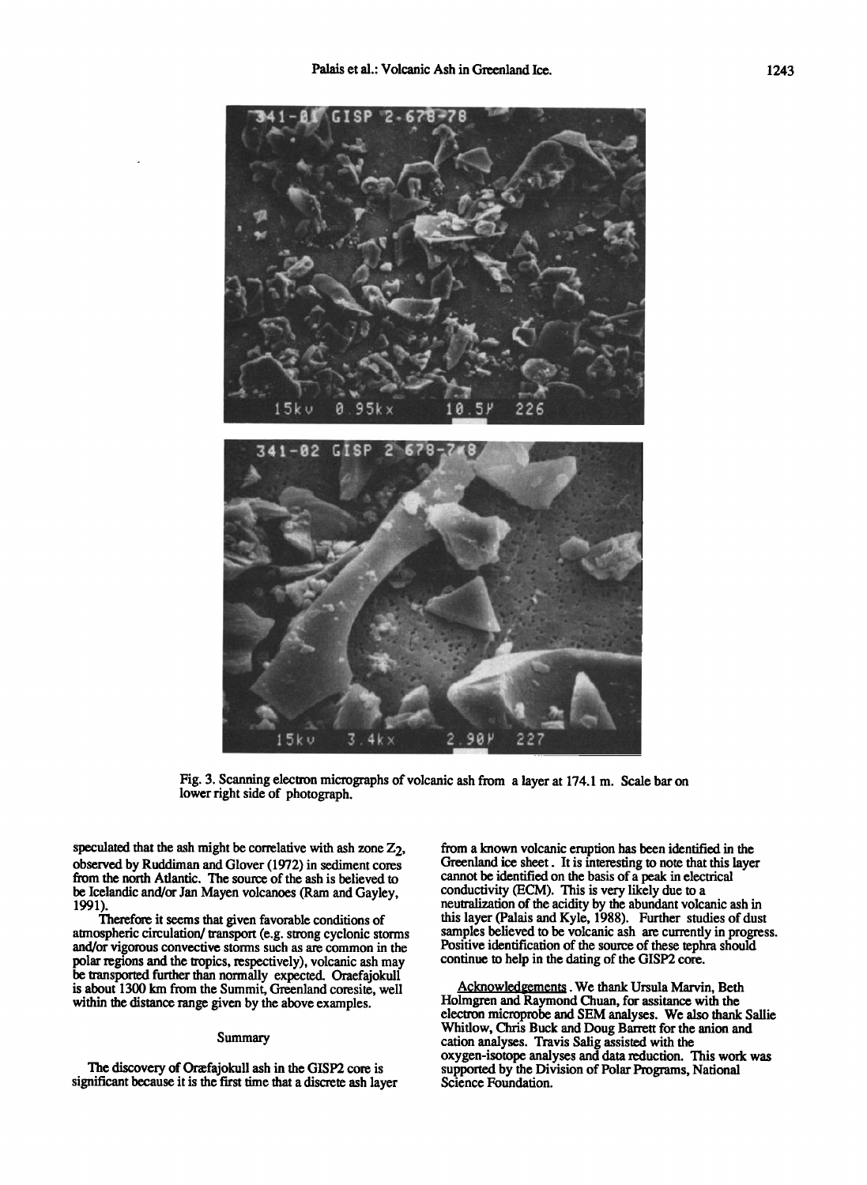Fig. 3. Scanning electron micrographs of volcanic ash from a layer at 174.1 m. Scale bar on lower right side of photograph.

speculated that the ash might be correlative with ash zone $Z_2$, observed by Ruddiman and Glover (1972) in sediment cores from the north Atlantic. The source of the ash is believed to be Icelandic and/or Jan Mayen volcanoes (Ram and Gayley, 1991).

Therefore it seems that given favorable conditions of atmospheric circulation/ transport (e.g. strong cyclonic storms and/or vigorous convective storms such as are common in the polar regions and the tropics, respectively), volcanic ash may be transported further than normally expected. Oraefajokull is about 1300 km from the Summit, Greenland coresite, well within the distance range given by the above examples.

## Summary

The discovery of Oræfajokull ash in the GISP2 core is significant because it is the first time that a discrete ash layer from a known volcanic eruption has been identified in the Greenland ice sheet. It is interesting to note that this layer cannot be identified on the basis of a peak in electrical conductivity (ECM). This is very likely due to a neutralization of the acidity by the abundant volcanic ash in this layer (Palais and Kyle, 1988). Further studies of dust samples believed to be volcanic ash are currently in progress. Positive identification of the source of these tephra should continue to help in the dating of the GISP2 core.

Acknowledgements. We thank Ursula Marvin, Beth Holmgren and Raymond Chuan, for assitance with the electron microprobe and SEM analyses. We also thank Sallie Whitlow, Chris Buck and Doug Barrett for the anion and cation analyses. Travis Salig assisted with the oxygen-isotope analyses and data reduction. This work was supported by the Division of Polar Programs, National Science Foundation.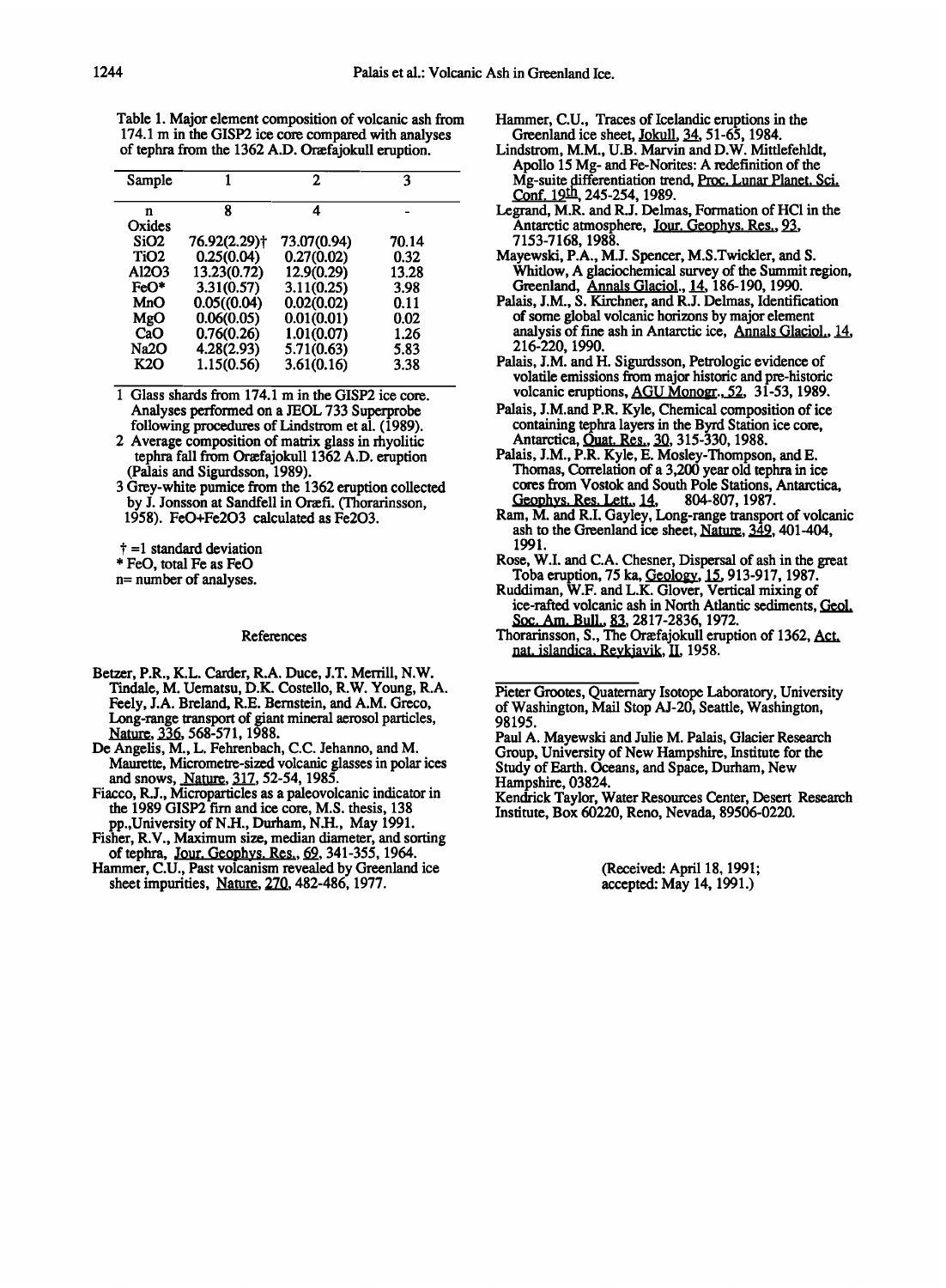Table 1. Major element composition of volcanic ash from 174.1 m in the GISP2 ice core compared with analyses of tephra from the 1362 A.D. Oræfajokull eruption.

| Sample | 1 | 2 | 3 |
|---|---|---|---|
| n | 8 | 4 | - |
| Oxides | | | |
| $SiO_2$ | 76.92(2.29)† | 73.07(0.94) | 70.14 |
| $TiO_2$ | 0.25(0.04) | 0.27(0.02) | 0.32 |
| $Al_2O_3$ | 13.23(0.72) | 12.9(0.29) | 13.28 |
| FeO* | 3.31(0.57) | 3.11(0.25) | 3.98 |
| MnO | 0.05((0.04) | 0.02(0.02) | 0.11 |
| MgO | 0.06(0.05) | 0.01(0.01) | 0.02 |
| CaO | 0.76(0.26) | 1.01(0.07) | 1.26 |
| $Na_2O$ | 4.28(2.93) | 5.71(0.63) | 5.83 |
| $K_2O$ | 1.15(0.56) | 3.61(0.16) | 3.38 |

1 Glass shards from 174.1 m in the GISP2 ice core. Analyses performed on a JEOL 733 Superprobe following procedures of Lindstrom et al. (1989).
2 Average composition of matrix glass in rhyolitic tephra fall from Oræfajokull 1362 A.D. eruption (Palais and Sigurdsson, 1989).
3 Grey-white pumice from the 1362 eruption collected by J. Jonsson at Sandfell in Oræfi. (Thorarinsson, 1958). $FeO+Fe_2O_3$ calculated as $Fe_2O_3$.

† =1 standard deviation
* FeO, total Fe as FeO
n= number of analyses.

## References

Betzer, P.R., K.L. Carder, R.A. Duce, J.T. Merrill, N.W. Tindale, M. Uematsu, D.K. Costello, R.W. Young, R.A. Feely, J.A. Breland, R.E. Bernstein, and A.M. Greco, Long-range transport of giant mineral aerosol particles, Nature, 336, 568-571, 1988.

De Angelis, M., L. Fehrenbach, C.C. Jehanno, and M. Maurette, Micrometre-sized volcanic glasses in polar ices and snows, Nature, 317, 52-54, 1985.

Fiacco, R.J., Microparticles as a paleovolcanic indicator in the 1989 GISP2 firn and ice core, M.S. thesis, 138 pp.,University of N.H., Durham, N.H., May 1991.

Fisher, R.V., Maximum size, median diameter, and sorting of tephra, Jour. Geophys. Res., 69, 341-355, 1964.

Hammer, C.U., Past volcanism revealed by Greenland ice sheet impurities, Nature, 270, 482-486, 1977.

Hammer, C.U., Traces of Icelandic eruptions in the Greenland ice sheet, Jokull, 34, 51-65, 1984.

Lindstrom, M.M., U.B. Marvin and D.W. Mittlefehldt, Apollo 15 Mg- and Fe-Norites: A redefinition of the Mg-suite differentiation trend, Proc. Lunar Planet. Sci. Conf. 19th, 245-254, 1989.

Legrand, M.R. and R.J. Delmas, Formation of HCl in the Antarctic atmosphere, Jour. Geophys. Res., 93, 7153-7168, 1988.

Mayewski, P.A., M.J. Spencer, M.S.Twickler, and S. Whitlow, A glaciochemical survey of the Summit region, Greenland, Annals Glaciol., 14, 186-190, 1990.

Palais, J.M., S. Kirchner, and R.J. Delmas, Identification of some global volcanic horizons by major element analysis of fine ash in Antarctic ice, Annals Glaciol., 14, 216-220, 1990.

Palais, J.M. and H. Sigurdsson, Petrologic evidence of volatile emissions from major historic and pre-historic volcanic eruptions, AGU Monogr., 52, 31-53, 1989.

Palais, J.M.and P.R. Kyle, Chemical composition of ice containing tephra layers in the Byrd Station ice core, Antarctica, Quat. Res., 30, 315-330, 1988.

Palais, J.M., P.R. Kyle, E. Mosley-Thompson, and E. Thomas, Correlation of a 3,200 year old tephra in ice cores from Vostok and South Pole Stations, Antarctica, Geophys. Res. Lett., 14, 804-807, 1987.

Ram, M. and R.I. Gayley, Long-range transport of volcanic ash to the Greenland ice sheet, Nature, 349, 401-404, 1991.

Rose, W.I. and C.A. Chesner, Dispersal of ash in the great Toba eruption, 75 ka, Geology, 15, 913-917, 1987.

Ruddiman, W.F. and L.K. Glover, Vertical mixing of ice-rafted volcanic ash in North Atlantic sediments, Geol. Soc. Am. Bull., 83, 2817-2836, 1972.

Thorarinsson, S., The Oræfajokull eruption of 1362, Act. nat. islandica, Reykjavik, II, 1958.

---

Pieter Grootes, Quaternary Isotope Laboratory, University of Washington, Mail Stop AJ-20, Seattle, Washington, 98195.

Paul A. Mayewski and Julie M. Palais, Glacier Research Group, University of New Hampshire, Institute for the Study of Earth, Oceans, and Space, Durham, New Hampshire, 03824.

Kendrick Taylor, Water Resources Center, Desert Research Institute, Box 60220, Reno, Nevada, 89506-0220.

(Received: April 18, 1991;
accepted: May 14, 1991.)